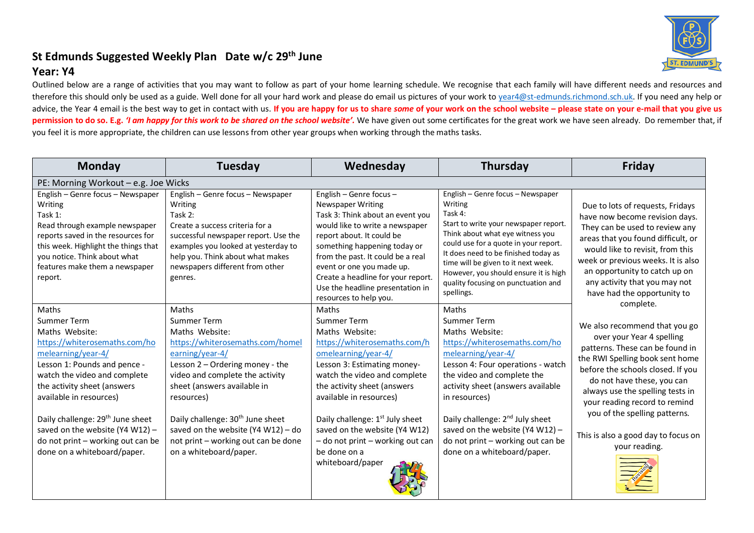# St Edmunds Suggested Weekly Plan Date w/c 29th June

## Year: Y4

Outlined below are a range of activities that you may want to follow as part of your home learning schedule. We recognise that each family will have different needs and resources and therefore this should only be used as a guide. Well done for all your hard work and please do email us pictures of your work to year4@st-edmunds.richmond.sch.uk. If you need any help or advice, the Year 4 email is the best way to get in contact with us. **If you are happy for us to share *some* of your work on the school website – please state on your e-mail that you give us permission to do so. E.g. *'I am happy for this work to be shared on the school website'.*** We have given out some certificates for the great work we have seen already. Do remember that, if you feel it is more appropriate, the children can use lessons from other year groups when working through the maths tasks.

| Monday | Tuesday | Wednesday | Thursday | Friday |
|---|---|---|---|---|
| PE: Morning Workout – e.g. Joe Wicks | | | | |
| English – Genre focus – Newspaper Writing<br>Task 1:<br>Read through example newspaper reports saved in the resources for this week. Highlight the things that you notice. Think about what features make them a newspaper report. | English – Genre focus – Newspaper Writing<br>Task 2:<br>Create a success criteria for a successful newspaper report. Use the examples you looked at yesterday to help you. Think about what makes newspapers different from other genres. | English – Genre focus – Newspaper Writing<br>Task 3: Think about an event you would like to write a newspaper report about. It could be something happening today or from the past. It could be a real event or one you made up.<br>Create a headline for your report. Use the headline presentation in resources to help you. | English – Genre focus – Newspaper Writing<br>Task 4:<br>Start to write your newspaper report. Think about what eye witness you could use for a quote in your report. It does need to be finished today as time will be given to it next week. However, you should ensure it is high quality focusing on punctuation and spellings. | Due to lots of requests, Fridays have now become revision days. They can be used to review any areas that you found difficult, or would like to revisit, from this week or previous weeks. It is also an opportunity to catch up on any activity that you may not have had the opportunity to complete.<br><br>We also recommend that you go over your Year 4 spelling patterns. These can be found in the RWI Spelling book sent home before the schools closed. If you do not have these, you can always use the spelling tests in your reading record to remind you of the spelling patterns.<br><br>This is also a good day to focus on your reading. |
| Maths<br>Summer Term<br>Maths Website:<br>https://whiterosemaths.com/homelearning/year-4/<br>Lesson 1: Pounds and pence - watch the video and complete the activity sheet (answers available in resources)<br><br>Daily challenge: 29th June sheet saved on the website (Y4 W12) – do not print – working out can be done on a whiteboard/paper. | Maths<br>Summer Term<br>Maths Website:<br>https://whiterosemaths.com/homelearning/year-4/<br>Lesson 2 – Ordering money - the video and complete the activity sheet (answers available in resources)<br><br>Daily challenge: 30th June sheet saved on the website (Y4 W12) – do not print – working out can be done on a whiteboard/paper. | Maths<br>Summer Term<br>Maths Website:<br>https://whiterosemaths.com/homelearning/year-4/<br>Lesson 3: Estimating money- watch the video and complete the activity sheet (answers available in resources)<br><br>Daily challenge: 1st July sheet saved on the website (Y4 W12) – do not print – working out can be done on a whiteboard/paper | Maths<br>Summer Term<br>Maths Website:<br>https://whiterosemaths.com/homelearning/year-4/<br>Lesson 4: Four operations - watch the video and complete the activity sheet (answers available in resources)<br><br>Daily challenge: 2nd July sheet saved on the website (Y4 W12) – do not print – working out can be done on a whiteboard/paper. | |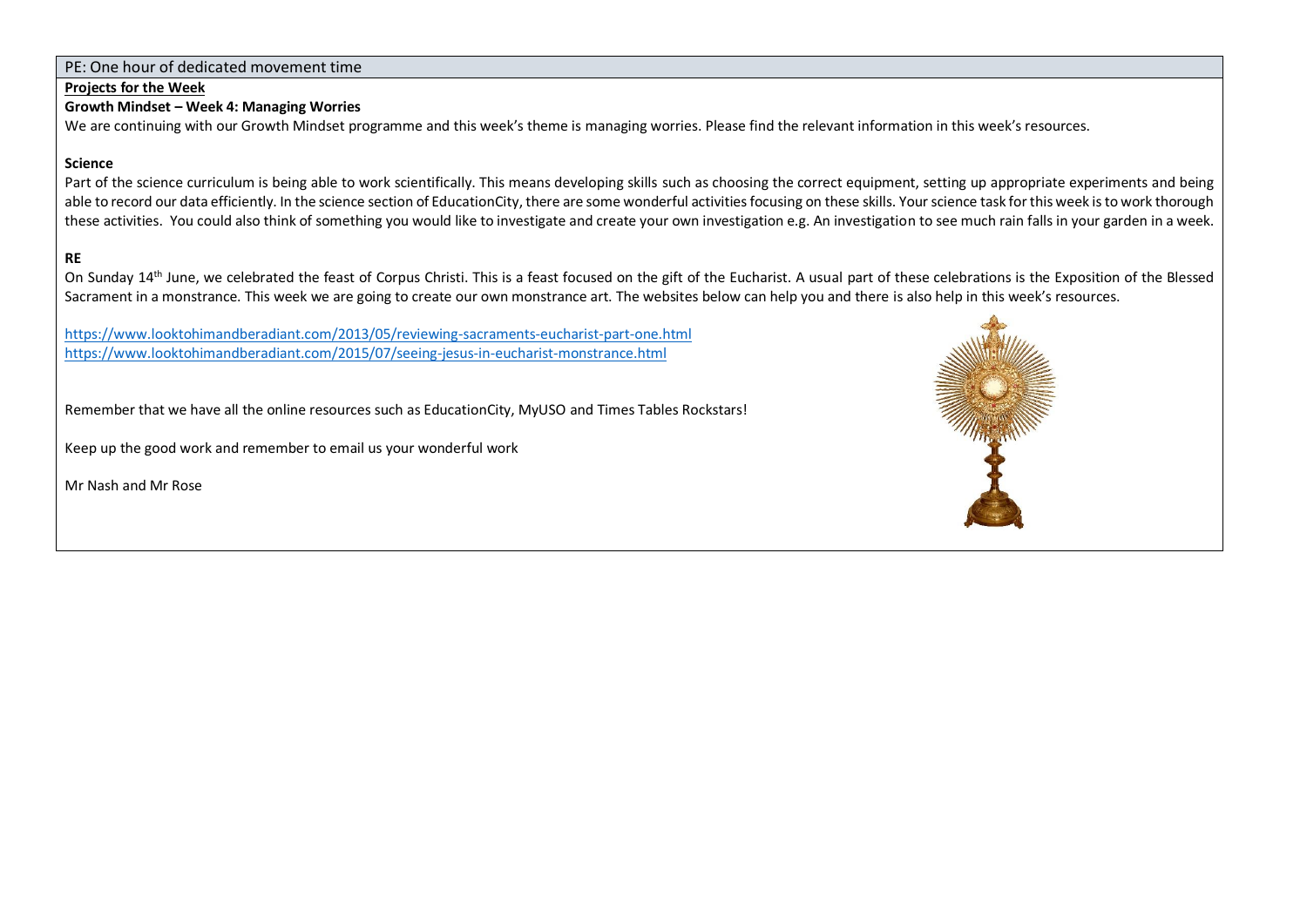PE: One hour of dedicated movement time

**Projects for the Week**

**Growth Mindset – Week 4: Managing Worries**

We are continuing with our Growth Mindset programme and this week's theme is managing worries. Please find the relevant information in this week's resources.

**Science**

Part of the science curriculum is being able to work scientifically. This means developing skills such as choosing the correct equipment, setting up appropriate experiments and being able to record our data efficiently. In the science section of EducationCity, there are some wonderful activities focusing on these skills. Your science task for this week is to work thorough these activities. You could also think of something you would like to investigate and create your own investigation e.g. An investigation to see much rain falls in your garden in a week.

**RE**

On Sunday 14th June, we celebrated the feast of Corpus Christi. This is a feast focused on the gift of the Eucharist. A usual part of these celebrations is the Exposition of the Blessed Sacrament in a monstrance. This week we are going to create our own monstrance art. The websites below can help you and there is also help in this week's resources.

https://www.looktohimandberadiant.com/2013/05/reviewing-sacraments-eucharist-part-one.html
https://www.looktohimandberadiant.com/2015/07/seeing-jesus-in-eucharist-monstrance.html

Remember that we have all the online resources such as EducationCity, MyUSO and Times Tables Rockstars!

Keep up the good work and remember to email us your wonderful work

Mr Nash and Mr Rose